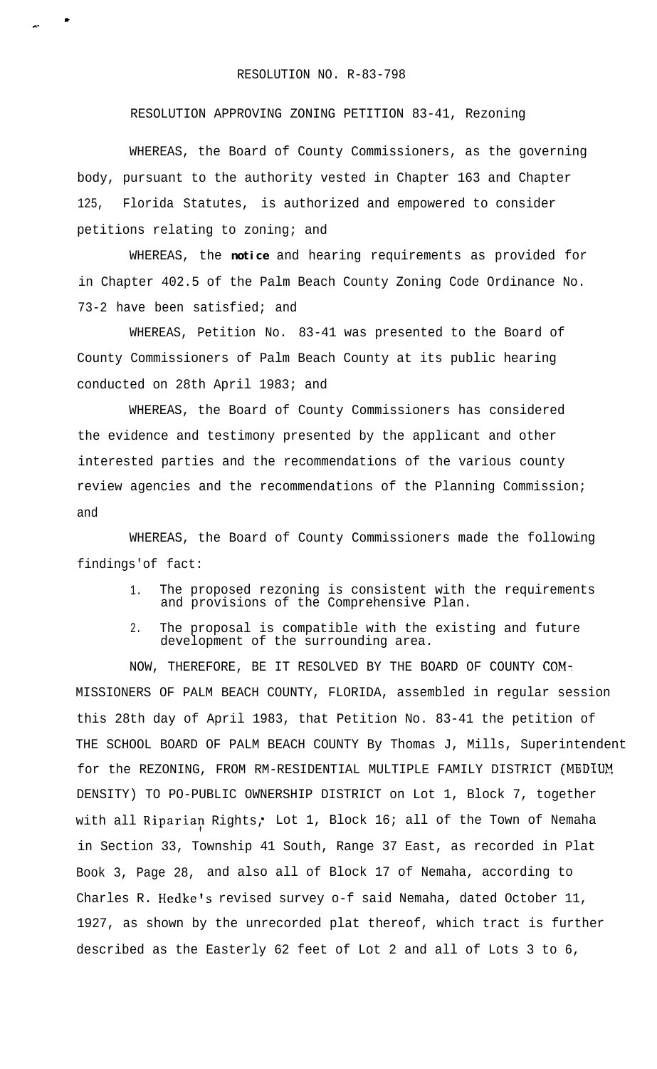RESOLUTION NO. R-83-798

RESOLUTION APPROVING ZONING PETITION 83-41, Rezoning

WHEREAS, the Board of County Commissioners, as the governing body, pursuant to the authority vested in Chapter 163 and Chapter 125, Florida Statutes, is authorized and empowered to consider petitions relating to zoning; and

WHEREAS, the **notice** and hearing requirements as provided for in Chapter 402.5 of the Palm Beach County Zoning Code Ordinance No. 73-2 have been satisfied; and

WHEREAS, Petition No. 83-41 was presented to the Board of County Commissioners of Palm Beach County at its public hearing conducted on 28th April 1983; and

WHEREAS, the Board of County Commissioners has considered the evidence and testimony presented by the applicant and other interested parties and the recommendations of the various county review agencies and the recommendations of the Planning Commission; and

WHEREAS, the Board of County Commissioners made the following findings'of fact:

1. The proposed rezoning is consistent with the requirements and provisions of the Comprehensive Plan.
2. The proposal is compatible with the existing and future development of the surrounding area.

NOW, THEREFORE, BE IT RESOLVED BY THE BOARD OF COUNTY COMMISSIONERS OF PALM BEACH COUNTY, FLORIDA, assembled in regular session this 28th day of April 1983, that Petition No. 83-41 the petition of THE SCHOOL BOARD OF PALM BEACH COUNTY By Thomas J, Mills, Superintendent for the REZONING, FROM RM-RESIDENTIAL MULTIPLE FAMILY DISTRICT (MEDIUM DENSITY) TO PO-PUBLIC OWNERSHIP DISTRICT on Lot 1, Block 7, together with all Riparian Rights, Lot 1, Block 16; all of the Town of Nemaha in Section 33, Township 41 South, Range 37 East, as recorded in Plat Book 3, Page 28, and also all of Block 17 of Nemaha, according to Charles R. Hedke's revised survey o-f said Nemaha, dated October 11, 1927, as shown by the unrecorded plat thereof, which tract is further described as the Easterly 62 feet of Lot 2 and all of Lots 3 to 6,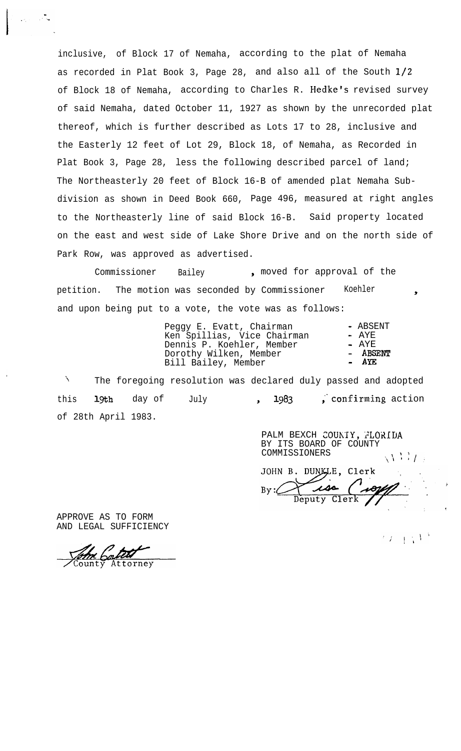inclusive, of Block 17 of Nemaha, according to the plat of Nemaha as recorded in Plat Book 3, Page 28, and also all of the South 1/2 of Block 18 of Nemaha, according to Charles R. Hedke's revised survey of said Nemaha, dated October 11, 1927 as shown by the unrecorded plat thereof, which is further described as Lots 17 to 28, inclusive and the Easterly 12 feet of Lot 29, Block 18, of Nemaha, as Recorded in Plat Book 3, Page 28, less the following described parcel of land; The Northeasterly 20 feet of Block 16-B of amended plat Nemaha Subdivision as shown in Deed Book 660, Page 496, measured at right angles to the Northeasterly line of said Block 16-B. Said property located on the east and west side of Lake Shore Drive and on the north side of Park Row, was approved as advertised.

Commissioner Bailey, moved for approval of the petition. The motion was seconded by Commissioner Koehler, and upon being put to a vote, the vote was as follows:

| | |
|---|---|
| Peggy E. Evatt, Chairman | - ABSENT |
| Ken Spillias, Vice Chairman | - AYE |
| Dennis P. Koehler, Member | - AYE |
| Dorothy Wilken, Member | - ABSENT |
| Bill Bailey, Member | - AYE |

The foregoing resolution was declared duly passed and adopted this 19th day of July, 1983, confirming action of 28th April 1983.

PALM BEXCH COUNTY, FLORIDA
BY ITS BOARD OF COUNTY
COMMISSIONERS

JOHN B. DUNKLE, Clerk
By: ______________
Deputy Clerk

APPROVE AS TO FORM
AND LEGAL SUFFICIENCY

______________
County Attorney